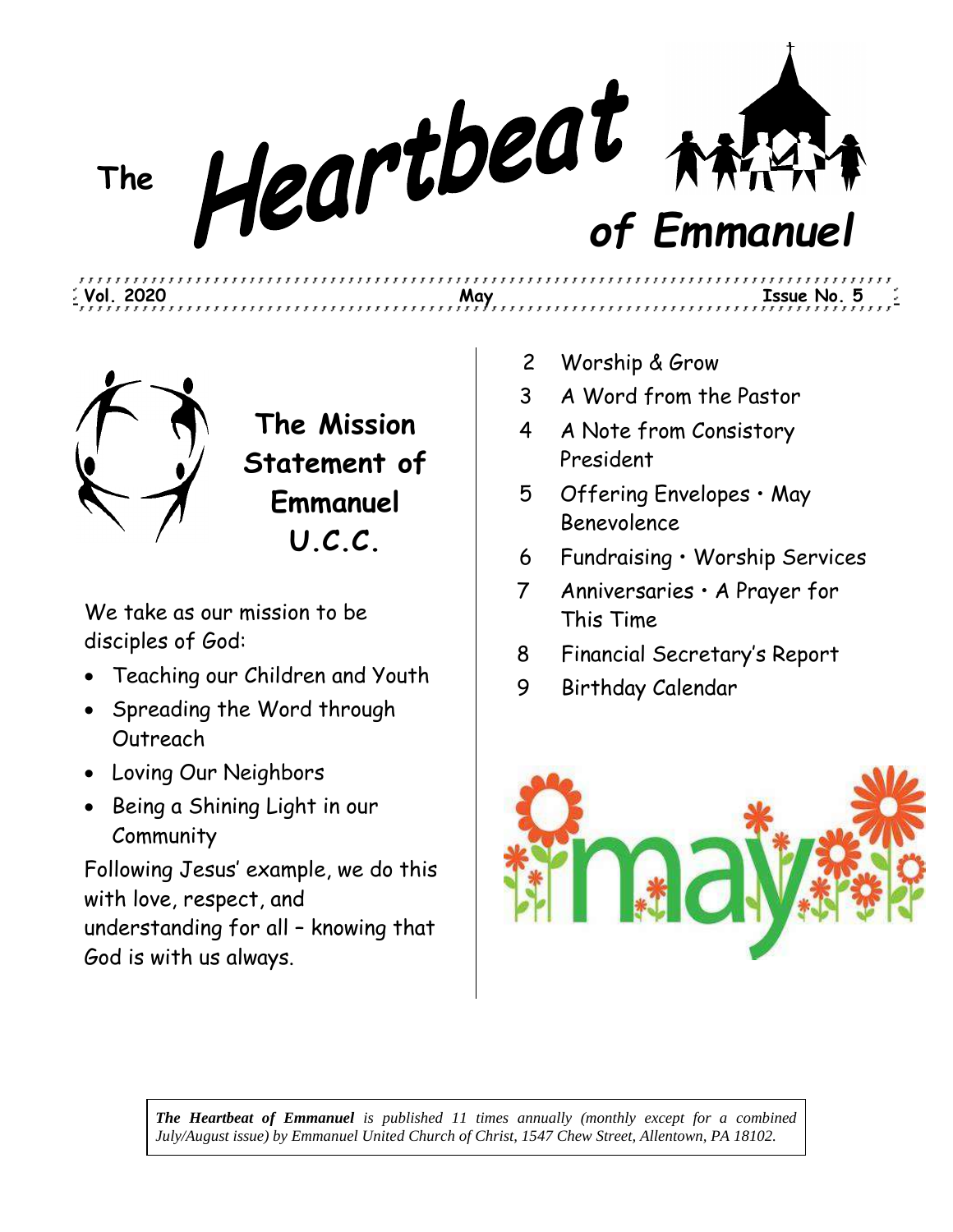# The Heartbeat of Emmanuel

**Vol. 2020** **May** **Issue No. 5**

## The Mission Statement of Emmanuel U.C.C.

We take as our mission to be disciples of God:

- Teaching our Children and Youth
- Spreading the Word through Outreach
- Loving Our Neighbors
- Being a Shining Light in our Community

Following Jesus' example, we do this with love, respect, and understanding for all – knowing that God is with us always.

| | |
|---|---|
| 2 | Worship & Grow |
| 3 | A Word from the Pastor |
| 4 | A Note from Consistory President |
| 5 | Offering Envelopes • May Benevolence |
| 6 | Fundraising • Worship Services |
| 7 | Anniversaries • A Prayer for This Time |
| 8 | Financial Secretary's Report |
| 9 | Birthday Calendar |

*The Heartbeat of Emmanuel is published 11 times annually (monthly except for a combined July/August issue) by Emmanuel United Church of Christ, 1547 Chew Street, Allentown, PA 18102.*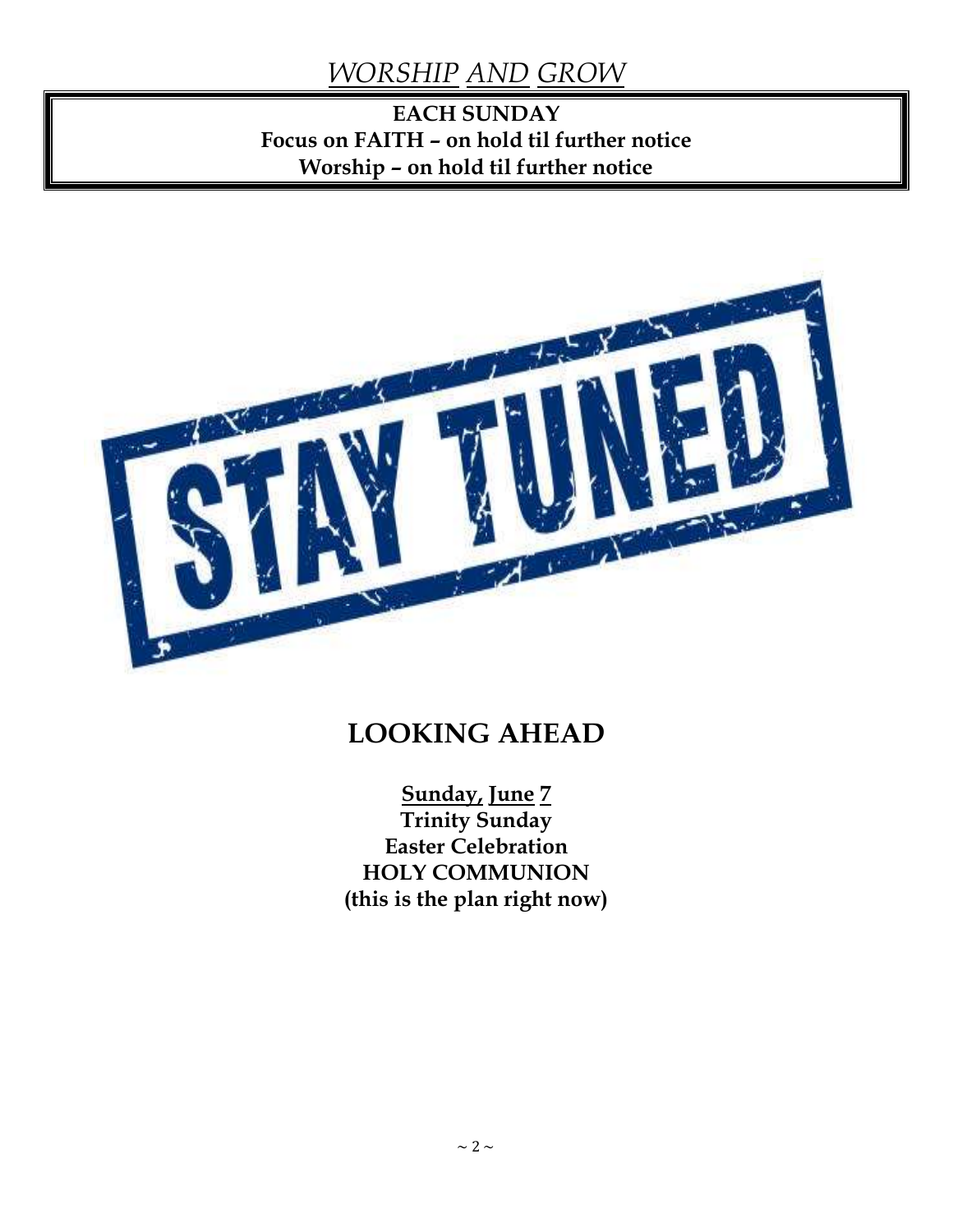# *WORSHIP AND GROW*

**EACH SUNDAY**
**Focus on FAITH – on hold til further notice**
**Worship – on hold til further notice**

STAY TUNED

## LOOKING AHEAD

**Sunday, June 7**
**Trinity Sunday**
**Easter Celebration**
**HOLY COMMUNION**
**(this is the plan right now)**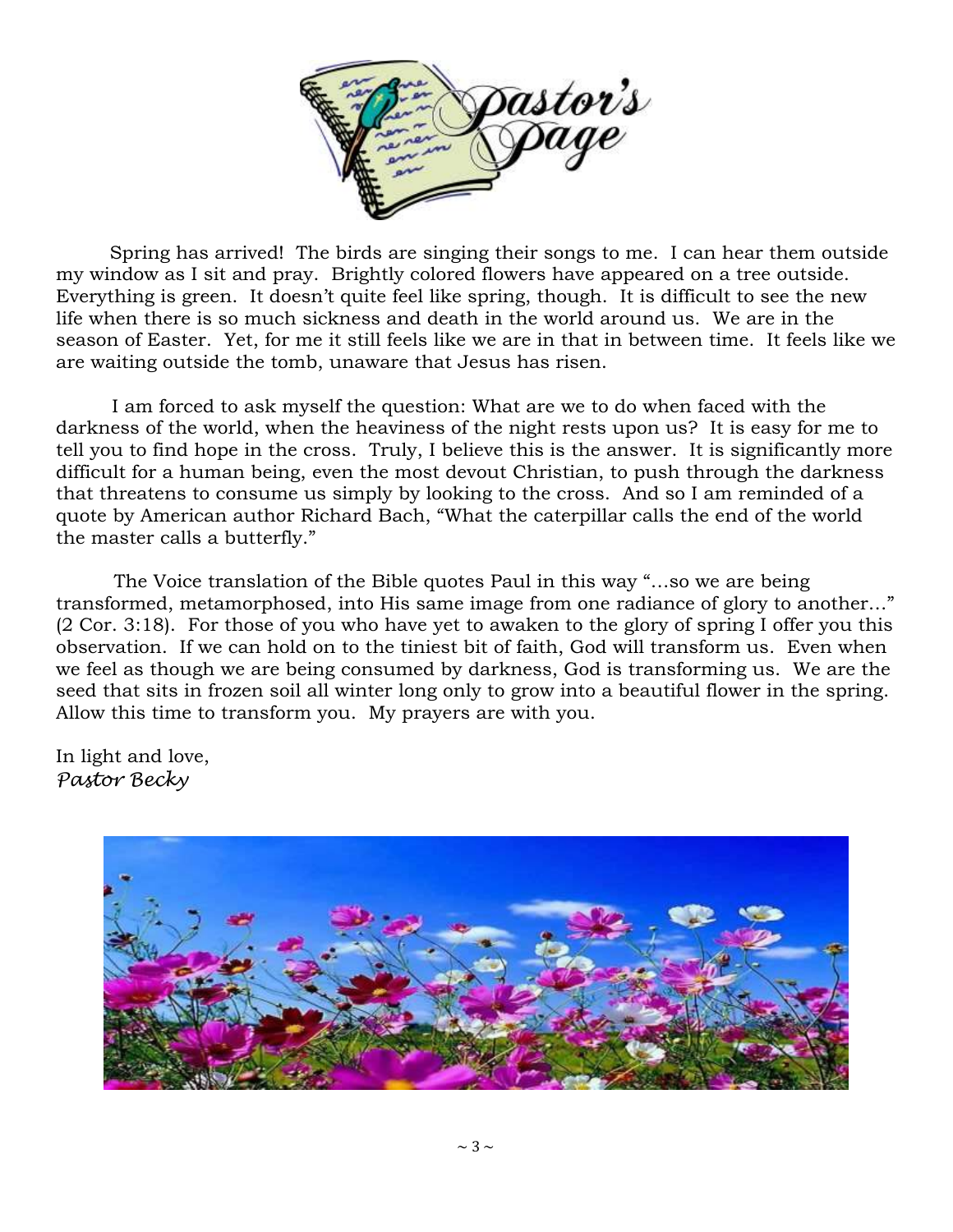# Pastor's Page

Spring has arrived! The birds are singing their songs to me. I can hear them outside my window as I sit and pray. Brightly colored flowers have appeared on a tree outside. Everything is green. It doesn't quite feel like spring, though. It is difficult to see the new life when there is so much sickness and death in the world around us. We are in the season of Easter. Yet, for me it still feels like we are in that in between time. It feels like we are waiting outside the tomb, unaware that Jesus has risen.

I am forced to ask myself the question: What are we to do when faced with the darkness of the world, when the heaviness of the night rests upon us? It is easy for me to tell you to find hope in the cross. Truly, I believe this is the answer. It is significantly more difficult for a human being, even the most devout Christian, to push through the darkness that threatens to consume us simply by looking to the cross. And so I am reminded of a quote by American author Richard Bach, "What the caterpillar calls the end of the world the master calls a butterfly."

The Voice translation of the Bible quotes Paul in this way "…so we are being transformed, metamorphosed, into His same image from one radiance of glory to another…" (2 Cor. 3:18). For those of you who have yet to awaken to the glory of spring I offer you this observation. If we can hold on to the tiniest bit of faith, God will transform us. Even when we feel as though we are being consumed by darkness, God is transforming us. We are the seed that sits in frozen soil all winter long only to grow into a beautiful flower in the spring. Allow this time to transform you. My prayers are with you.

In light and love,
*Pastor Becky*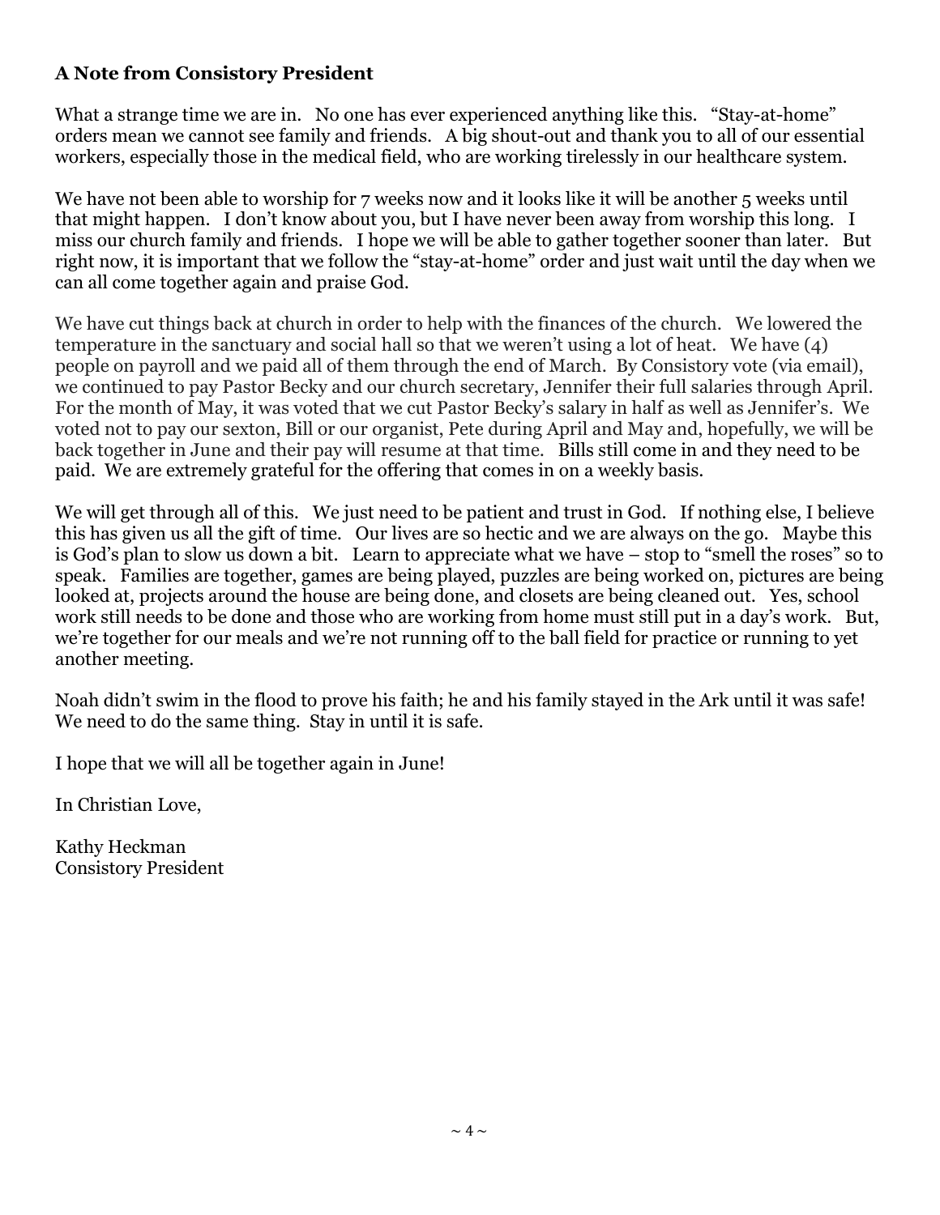**A Note from Consistory President**

What a strange time we are in. No one has ever experienced anything like this. "Stay-at-home" orders mean we cannot see family and friends. A big shout-out and thank you to all of our essential workers, especially those in the medical field, who are working tirelessly in our healthcare system.

We have not been able to worship for 7 weeks now and it looks like it will be another 5 weeks until that might happen. I don't know about you, but I have never been away from worship this long. I miss our church family and friends. I hope we will be able to gather together sooner than later. But right now, it is important that we follow the "stay-at-home" order and just wait until the day when we can all come together again and praise God.

We have cut things back at church in order to help with the finances of the church. We lowered the temperature in the sanctuary and social hall so that we weren't using a lot of heat. We have (4) people on payroll and we paid all of them through the end of March. By Consistory vote (via email), we continued to pay Pastor Becky and our church secretary, Jennifer their full salaries through April. For the month of May, it was voted that we cut Pastor Becky's salary in half as well as Jennifer's. We voted not to pay our sexton, Bill or our organist, Pete during April and May and, hopefully, we will be back together in June and their pay will resume at that time. Bills still come in and they need to be paid. We are extremely grateful for the offering that comes in on a weekly basis.

We will get through all of this. We just need to be patient and trust in God. If nothing else, I believe this has given us all the gift of time. Our lives are so hectic and we are always on the go. Maybe this is God's plan to slow us down a bit. Learn to appreciate what we have – stop to "smell the roses" so to speak. Families are together, games are being played, puzzles are being worked on, pictures are being looked at, projects around the house are being done, and closets are being cleaned out. Yes, school work still needs to be done and those who are working from home must still put in a day's work. But, we're together for our meals and we're not running off to the ball field for practice or running to yet another meeting.

Noah didn't swim in the flood to prove his faith; he and his family stayed in the Ark until it was safe! We need to do the same thing. Stay in until it is safe.

I hope that we will all be together again in June!

In Christian Love,

Kathy Heckman  
Consistory President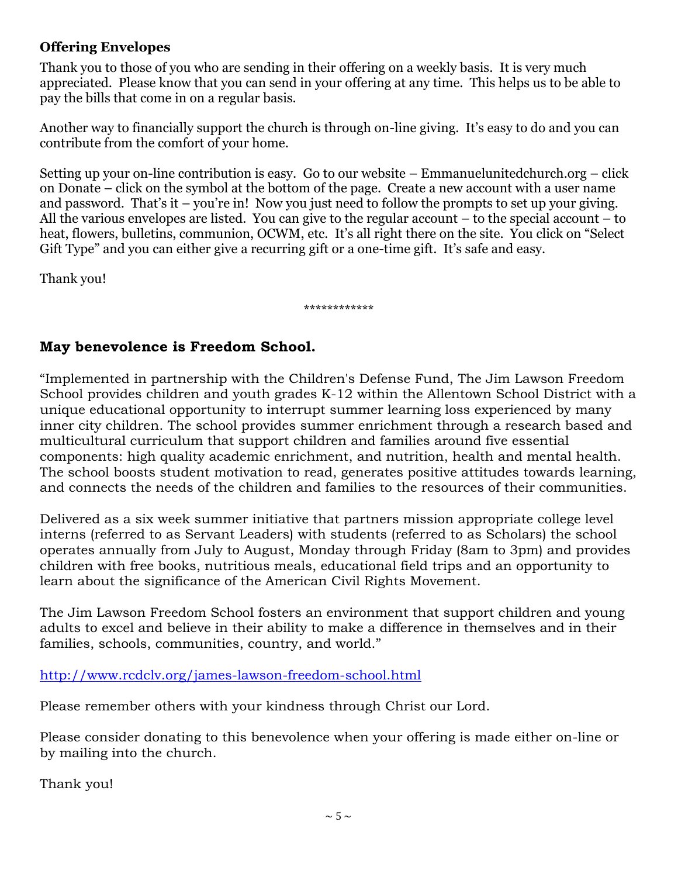**Offering Envelopes**

Thank you to those of you who are sending in their offering on a weekly basis. It is very much appreciated. Please know that you can send in your offering at any time. This helps us to be able to pay the bills that come in on a regular basis.

Another way to financially support the church is through on-line giving. It's easy to do and you can contribute from the comfort of your home.

Setting up your on-line contribution is easy. Go to our website – Emmanuelunitedchurch.org – click on Donate – click on the symbol at the bottom of the page. Create a new account with a user name and password. That's it – you're in! Now you just need to follow the prompts to set up your giving. All the various envelopes are listed. You can give to the regular account – to the special account – to heat, flowers, bulletins, communion, OCWM, etc. It's all right there on the site. You click on "Select Gift Type" and you can either give a recurring gift or a one-time gift. It's safe and easy.

Thank you!

************

**May benevolence is Freedom School.**

"Implemented in partnership with the Children's Defense Fund, The Jim Lawson Freedom School provides children and youth grades K-12 within the Allentown School District with a unique educational opportunity to interrupt summer learning loss experienced by many inner city children. The school provides summer enrichment through a research based and multicultural curriculum that support children and families around five essential components: high quality academic enrichment, and nutrition, health and mental health. The school boosts student motivation to read, generates positive attitudes towards learning, and connects the needs of the children and families to the resources of their communities.

Delivered as a six week summer initiative that partners mission appropriate college level interns (referred to as Servant Leaders) with students (referred to as Scholars) the school operates annually from July to August, Monday through Friday (8am to 3pm) and provides children with free books, nutritious meals, educational field trips and an opportunity to learn about the significance of the American Civil Rights Movement.

The Jim Lawson Freedom School fosters an environment that support children and young adults to excel and believe in their ability to make a difference in themselves and in their families, schools, communities, country, and world."

http://www.rcdclv.org/james-lawson-freedom-school.html

Please remember others with your kindness through Christ our Lord.

Please consider donating to this benevolence when your offering is made either on-line or by mailing into the church.

Thank you!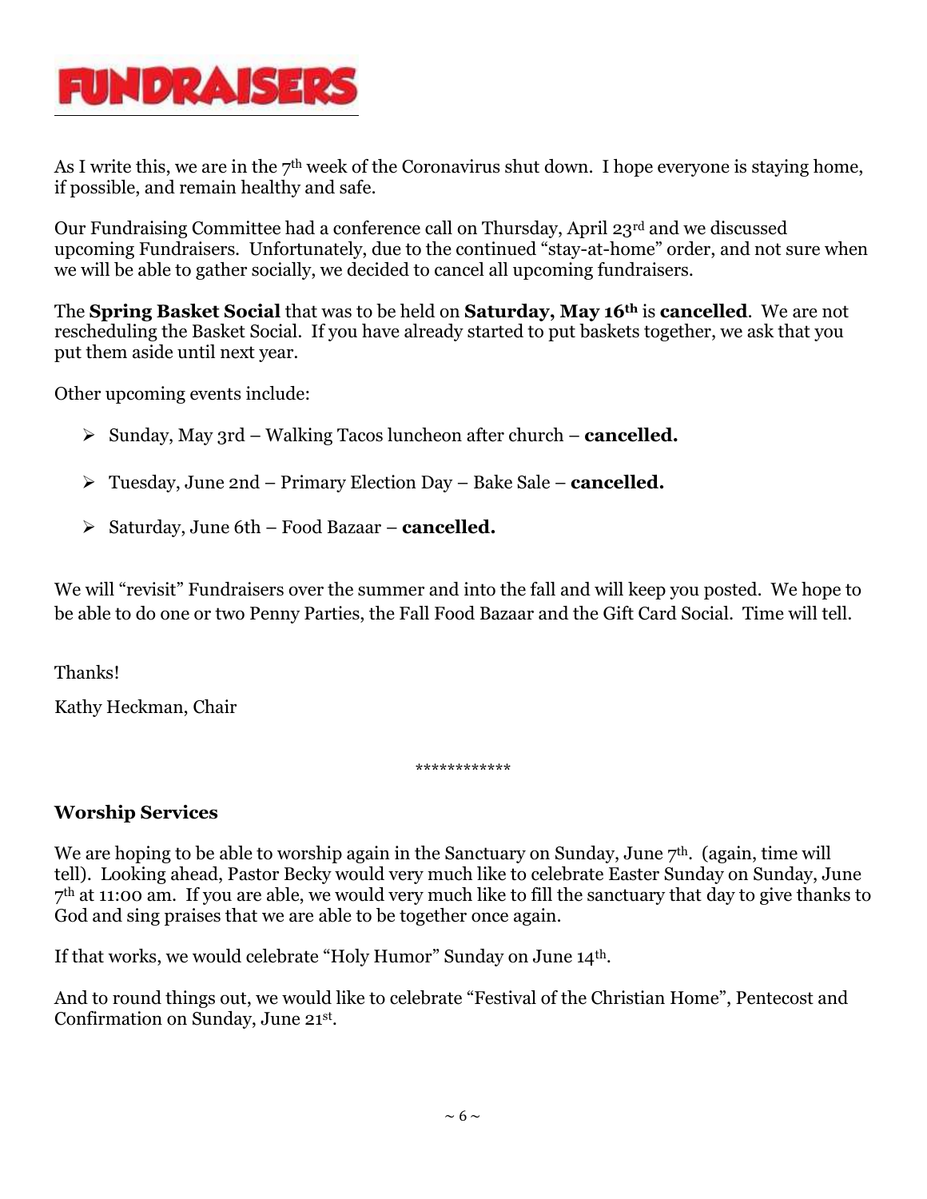# FUNDRAISERS

As I write this, we are in the 7th week of the Coronavirus shut down. I hope everyone is staying home, if possible, and remain healthy and safe.

Our Fundraising Committee had a conference call on Thursday, April 23rd and we discussed upcoming Fundraisers. Unfortunately, due to the continued "stay-at-home" order, and not sure when we will be able to gather socially, we decided to cancel all upcoming fundraisers.

The **Spring Basket Social** that was to be held on **Saturday, May 16th** is **cancelled**. We are not rescheduling the Basket Social. If you have already started to put baskets together, we ask that you put them aside until next year.

Other upcoming events include:

- Sunday, May 3rd – Walking Tacos luncheon after church – **cancelled.**
- Tuesday, June 2nd – Primary Election Day – Bake Sale – **cancelled.**
- Saturday, June 6th – Food Bazaar – **cancelled.**

We will "revisit" Fundraisers over the summer and into the fall and will keep you posted. We hope to be able to do one or two Penny Parties, the Fall Food Bazaar and the Gift Card Social. Time will tell.

Thanks!

Kathy Heckman, Chair

************

## Worship Services

We are hoping to be able to worship again in the Sanctuary on Sunday, June 7th. (again, time will tell). Looking ahead, Pastor Becky would very much like to celebrate Easter Sunday on Sunday, June 7th at 11:00 am. If you are able, we would very much like to fill the sanctuary that day to give thanks to God and sing praises that we are able to be together once again.

If that works, we would celebrate "Holy Humor" Sunday on June 14th.

And to round things out, we would like to celebrate "Festival of the Christian Home", Pentecost and Confirmation on Sunday, June 21st.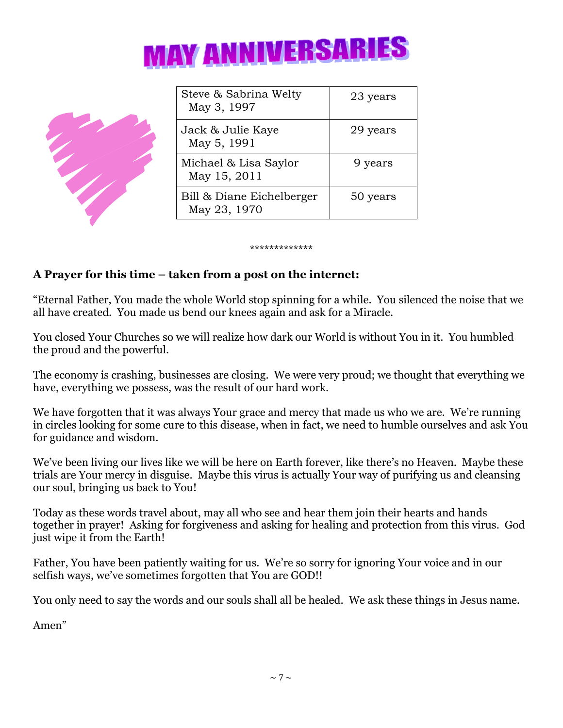# MAY ANNIVERSARIES

| Couple | Years |
|---|---|
| Steve & Sabrina Welty<br>May 3, 1997 | 23 years |
| Jack & Julie Kaye<br>May 5, 1991 | 29 years |
| Michael & Lisa Saylor<br>May 15, 2011 | 9 years |
| Bill & Diane Eichelberger<br>May 23, 1970 | 50 years |

*************

**A Prayer for this time – taken from a post on the internet:**

"Eternal Father, You made the whole World stop spinning for a while. You silenced the noise that we all have created. You made us bend our knees again and ask for a Miracle.

You closed Your Churches so we will realize how dark our World is without You in it. You humbled the proud and the powerful.

The economy is crashing, businesses are closing. We were very proud; we thought that everything we have, everything we possess, was the result of our hard work.

We have forgotten that it was always Your grace and mercy that made us who we are. We're running in circles looking for some cure to this disease, when in fact, we need to humble ourselves and ask You for guidance and wisdom.

We've been living our lives like we will be here on Earth forever, like there's no Heaven. Maybe these trials are Your mercy in disguise. Maybe this virus is actually Your way of purifying us and cleansing our soul, bringing us back to You!

Today as these words travel about, may all who see and hear them join their hearts and hands together in prayer! Asking for forgiveness and asking for healing and protection from this virus. God just wipe it from the Earth!

Father, You have been patiently waiting for us. We're so sorry for ignoring Your voice and in our selfish ways, we've sometimes forgotten that You are GOD!!

You only need to say the words and our souls shall all be healed. We ask these things in Jesus name.

Amen"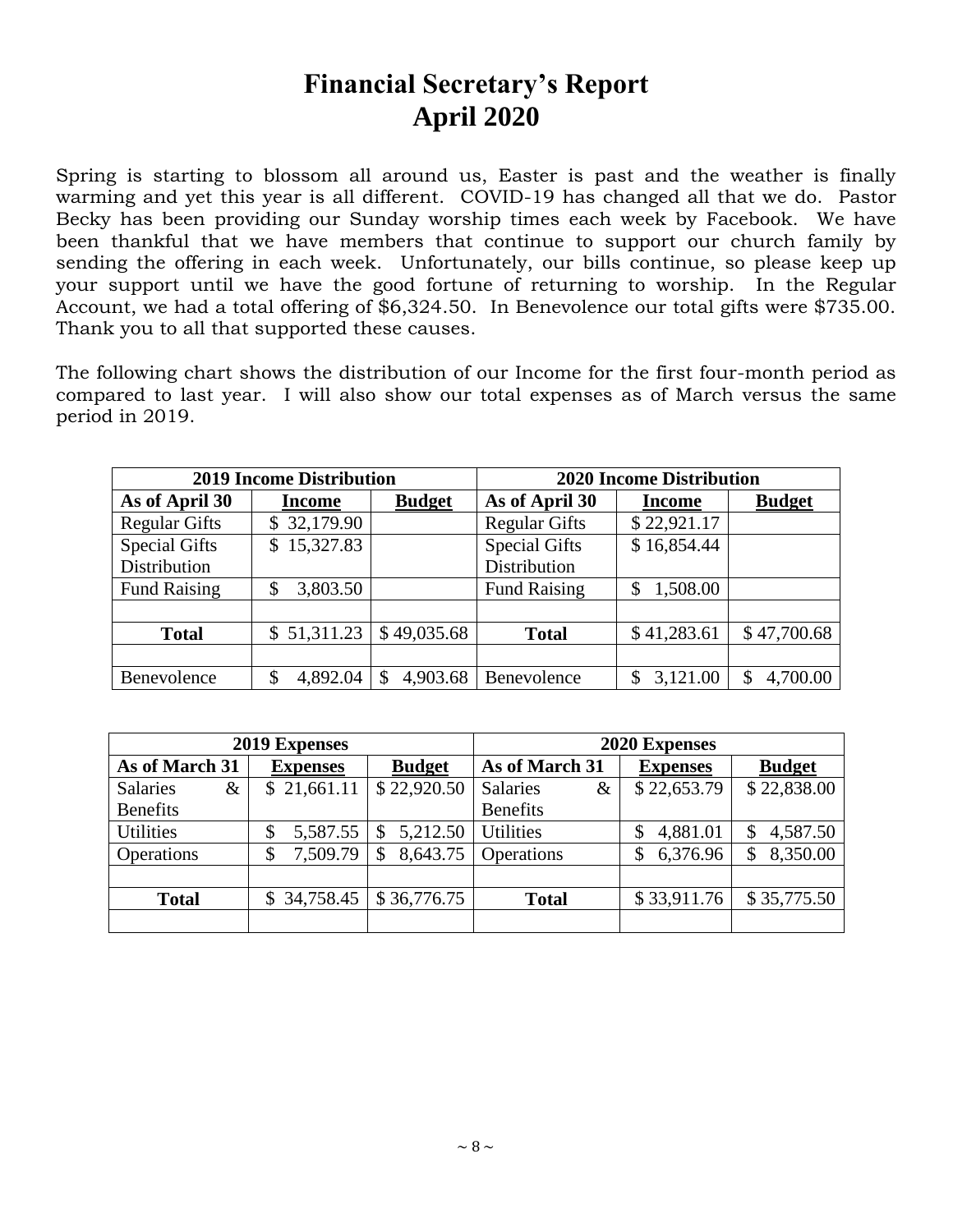# Financial Secretary's Report
# April 2020

Spring is starting to blossom all around us, Easter is past and the weather is finally warming and yet this year is all different. COVID-19 has changed all that we do. Pastor Becky has been providing our Sunday worship times each week by Facebook. We have been thankful that we have members that continue to support our church family by sending the offering in each week. Unfortunately, our bills continue, so please keep up your support until we have the good fortune of returning to worship. In the Regular Account, we had a total offering of $6,324.50. In Benevolence our total gifts were $735.00. Thank you to all that supported these causes.

The following chart shows the distribution of our Income for the first four-month period as compared to last year. I will also show our total expenses as of March versus the same period in 2019.

| **2019 Income Distribution** | | | **2020 Income Distribution** | | |
|---|---|---|---|---|---|
| **As of April 30** | **Income** | **Budget** | **As of April 30** | **Income** | **Budget** |
| Regular Gifts | $ 32,179.90 | | Regular Gifts | $ 22,921.17 | |
| Special Gifts Distribution | $ 15,327.83 | | Special Gifts Distribution | $ 16,854.44 | |
| Fund Raising | $ 3,803.50 | | Fund Raising | $ 1,508.00 | |
| | | | | | |
| **Total** | $ 51,311.23 | $ 49,035.68 | **Total** | $ 41,283.61 | $ 47,700.68 |
| | | | | | |
| Benevolence | $ 4,892.04 | $ 4,903.68 | Benevolence | $ 3,121.00 | $ 4,700.00 |

| **2019 Expenses** | | | **2020 Expenses** | | |
|---|---|---|---|---|---|
| **As of March 31** | **Expenses** | **Budget** | **As of March 31** | **Expenses** | **Budget** |
| Salaries & Benefits | $ 21,661.11 | $ 22,920.50 | Salaries & Benefits | $ 22,653.79 | $ 22,838.00 |
| Utilities | $ 5,587.55 | $ 5,212.50 | Utilities | $ 4,881.01 | $ 4,587.50 |
| Operations | $ 7,509.79 | $ 8,643.75 | Operations | $ 6,376.96 | $ 8,350.00 |
| | | | | | |
| **Total** | $ 34,758.45 | $ 36,776.75 | **Total** | $ 33,911.76 | $ 35,775.50 |
| | | | | | |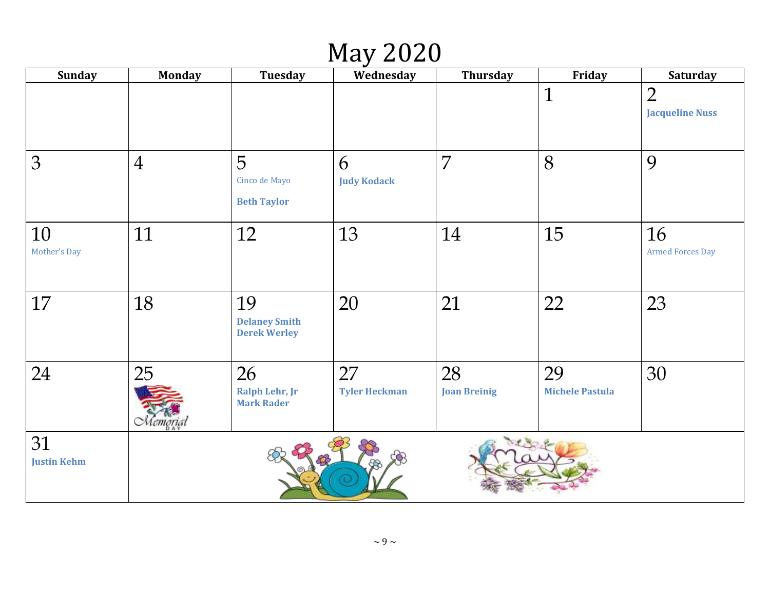# May 2020

| Sunday | Monday | Tuesday | Wednesday | Thursday | Friday | Saturday |
|---|---|---|---|---|---|---|
| | | | | | 1 | 2<br>**Jacqueline Nuss** |
| 3 | 4 | 5<br>Cinco de Mayo<br>**Beth Taylor** | 6<br>**Judy Kodack** | 7 | 8 | 9 |
| 10<br>Mother's Day | 11 | 12 | 13 | 14 | 15 | 16<br>Armed Forces Day |
| 17 | 18 | 19<br>**Delaney Smith**<br>**Derek Werley** | 20 | 21 | 22 | 23 |
| 24 | 25<br>Memorial Day | 26<br>**Ralph Lehr, Jr**<br>**Mark Rader** | 27<br>**Tyler Heckman** | 28<br>**Joan Breinig** | 29<br>**Michele Pastula** | 30 |
| 31<br>**Justin Kehm** | | | | | | |